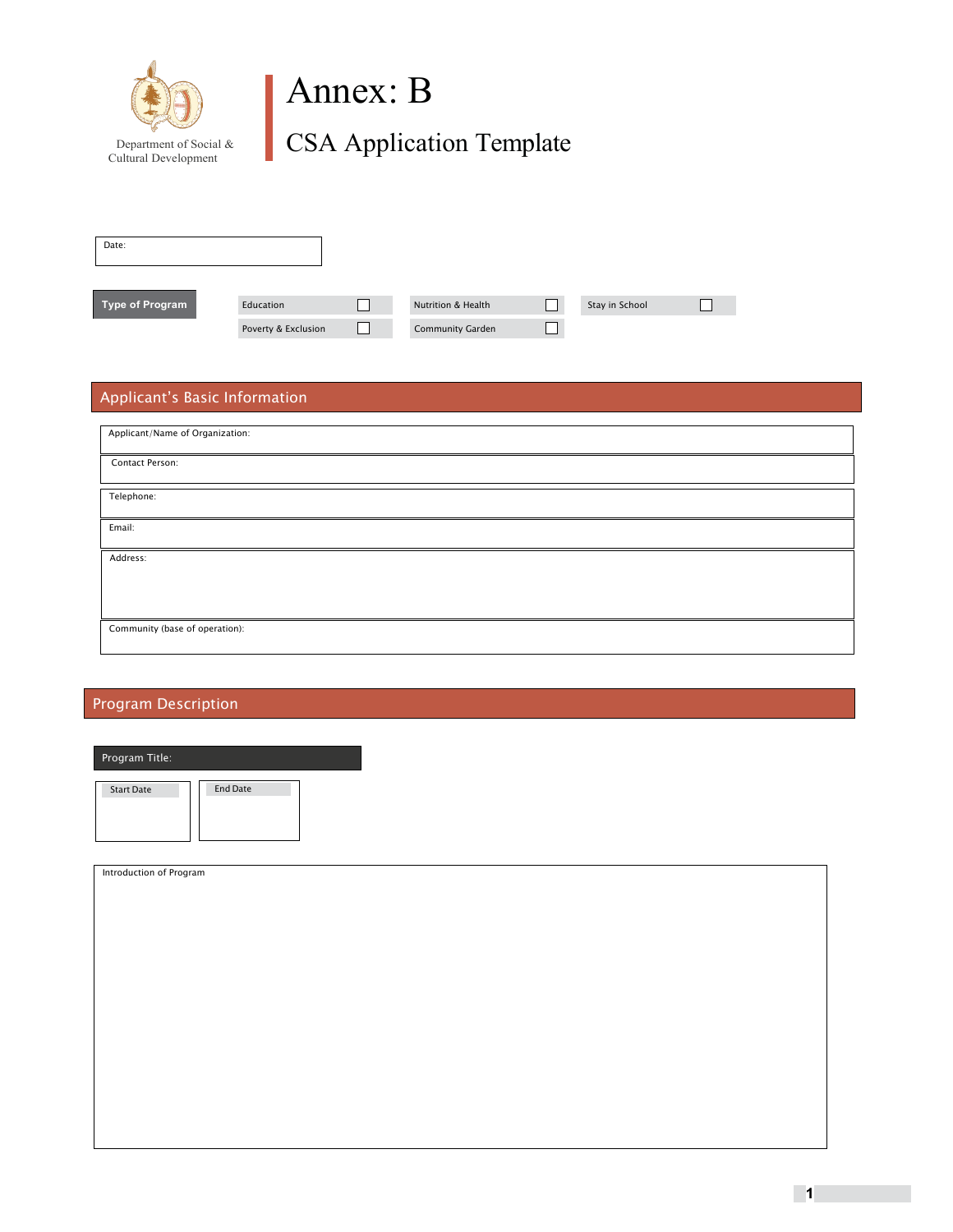Department of Social & Cultural Development

# Annex: B

## CSA Application Template

Date:

**Type of Program**

| | | | | | |
|---|---|---|---|---|---|
| Education | ☐ | Nutrition & Health | ☐ | Stay in School | ☐ |
| Poverty & Exclusion | ☐ | Community Garden | ☐ | | |

## Applicant's Basic Information

Applicant/Name of Organization:

Contact Person:

Telephone:

Email:

Address:

Community (base of operation):

## Program Description

**Program Title:**

| Start Date | End Date |
|---|---|
| | |

Introduction of Program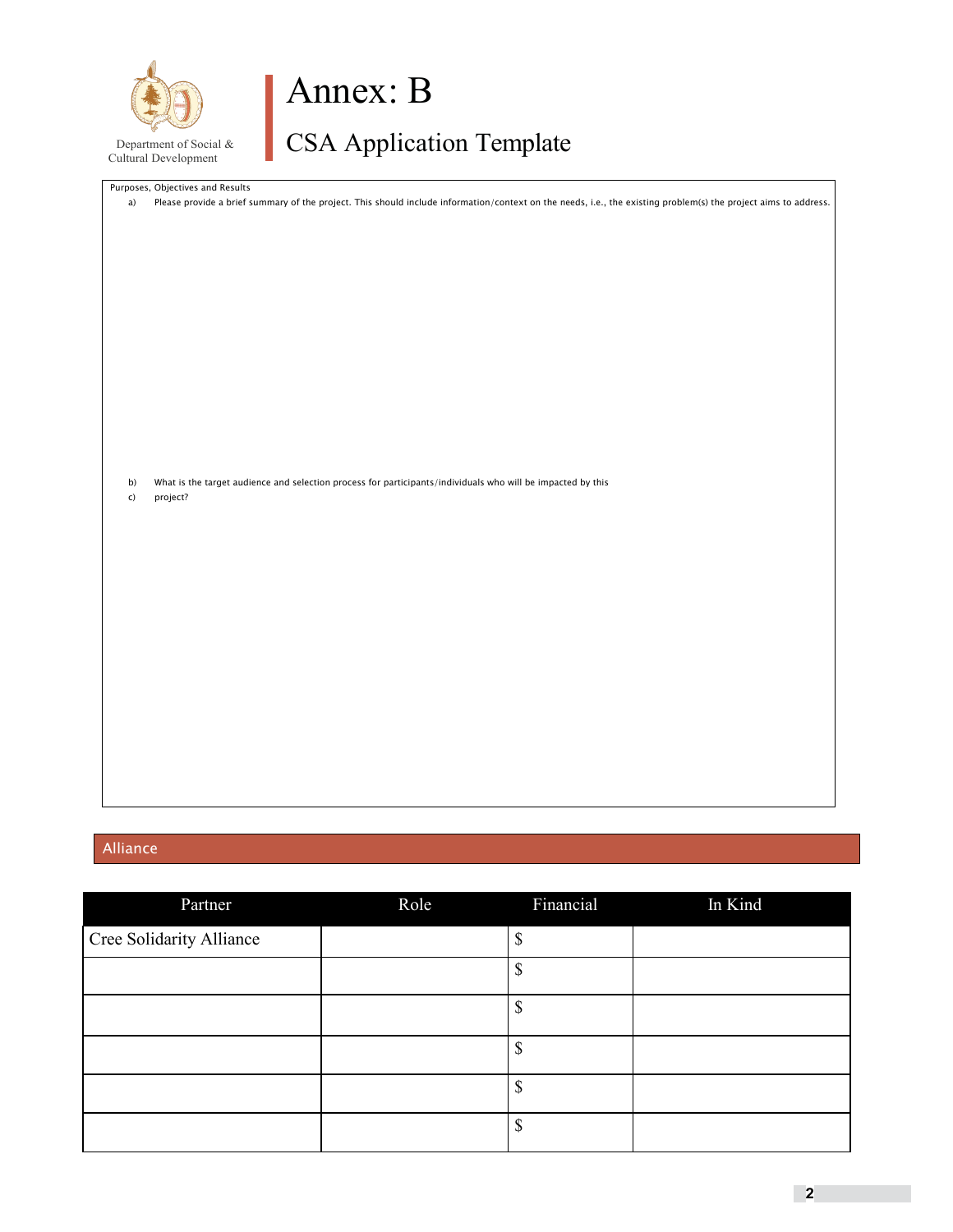Department of Social & Cultural Development

# Annex: B

## CSA Application Template

Purposes, Objectives and Results

a) Please provide a brief summary of the project. This should include information/context on the needs, i.e., the existing problem(s) the project aims to address.

b) What is the target audience and selection process for participants/individuals who will be impacted by this

c) project?

## Alliance

| Partner | Role | Financial | In Kind |
|---|---|---|---|
| Cree Solidarity Alliance | | $ | |
| | | $ | |
| | | $ | |
| | | $ | |
| | | $ | |
| | | $ | |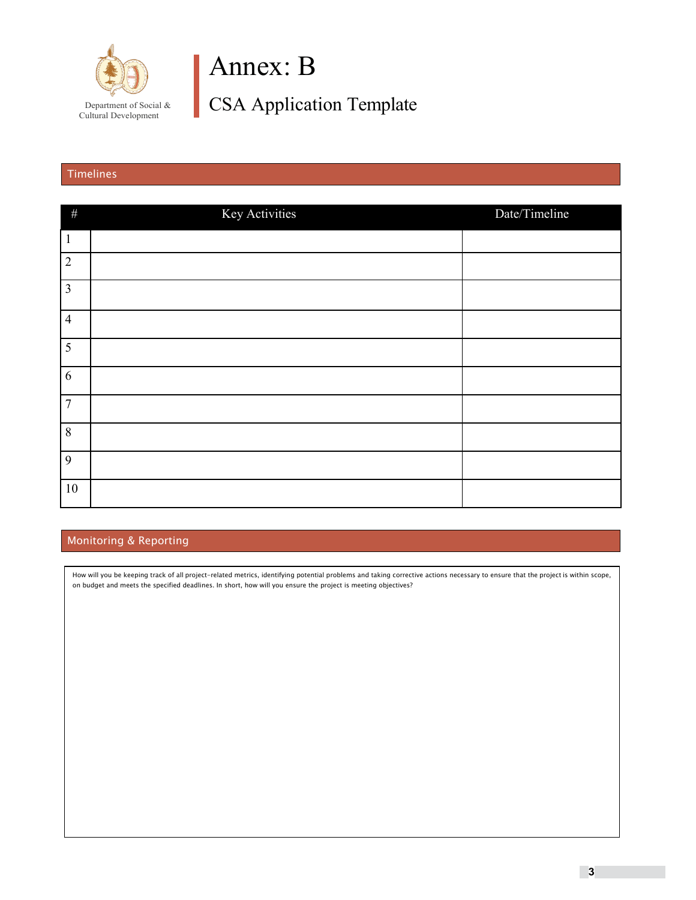Department of Social & Cultural Development

# Annex: B

## CSA Application Template

### Timelines

| # | Key Activities | Date/Timeline |
|---|---|---|
| 1 | | |
| 2 | | |
| 3 | | |
| 4 | | |
| 5 | | |
| 6 | | |
| 7 | | |
| 8 | | |
| 9 | | |
| 10 | | |

### Monitoring & Reporting

How will you be keeping track of all project-related metrics, identifying potential problems and taking corrective actions necessary to ensure that the project is within scope, on budget and meets the specified deadlines. In short, how will you ensure the project is meeting objectives?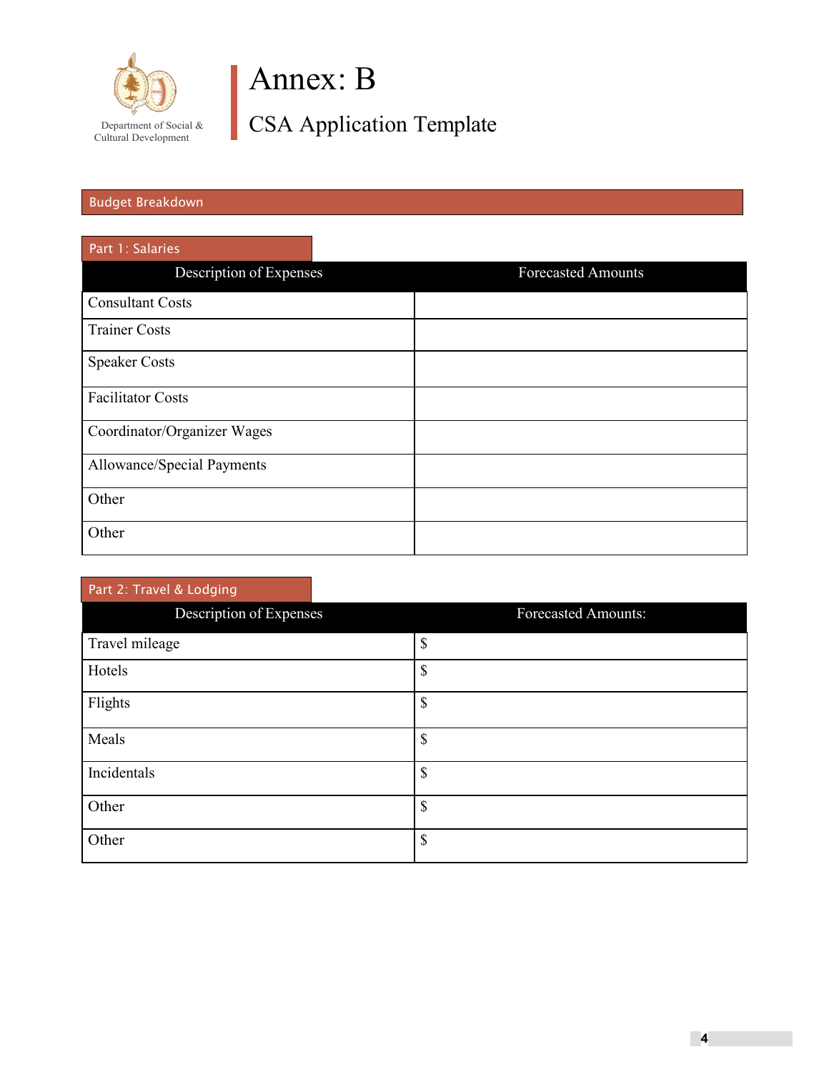Department of Social & Cultural Development

# Annex: B

## CSA Application Template

## Budget Breakdown

### Part 1: Salaries

| Description of Expenses | Forecasted Amounts |
|---|---|
| Consultant Costs | |
| Trainer Costs | |
| Speaker Costs | |
| Facilitator Costs | |
| Coordinator/Organizer Wages | |
| Allowance/Special Payments | |
| Other | |
| Other | |

### Part 2: Travel & Lodging

| Description of Expenses | Forecasted Amounts: |
|---|---|
| Travel mileage | $ |
| Hotels | $ |
| Flights | $ |
| Meals | $ |
| Incidentals | $ |
| Other | $ |
| Other | $ |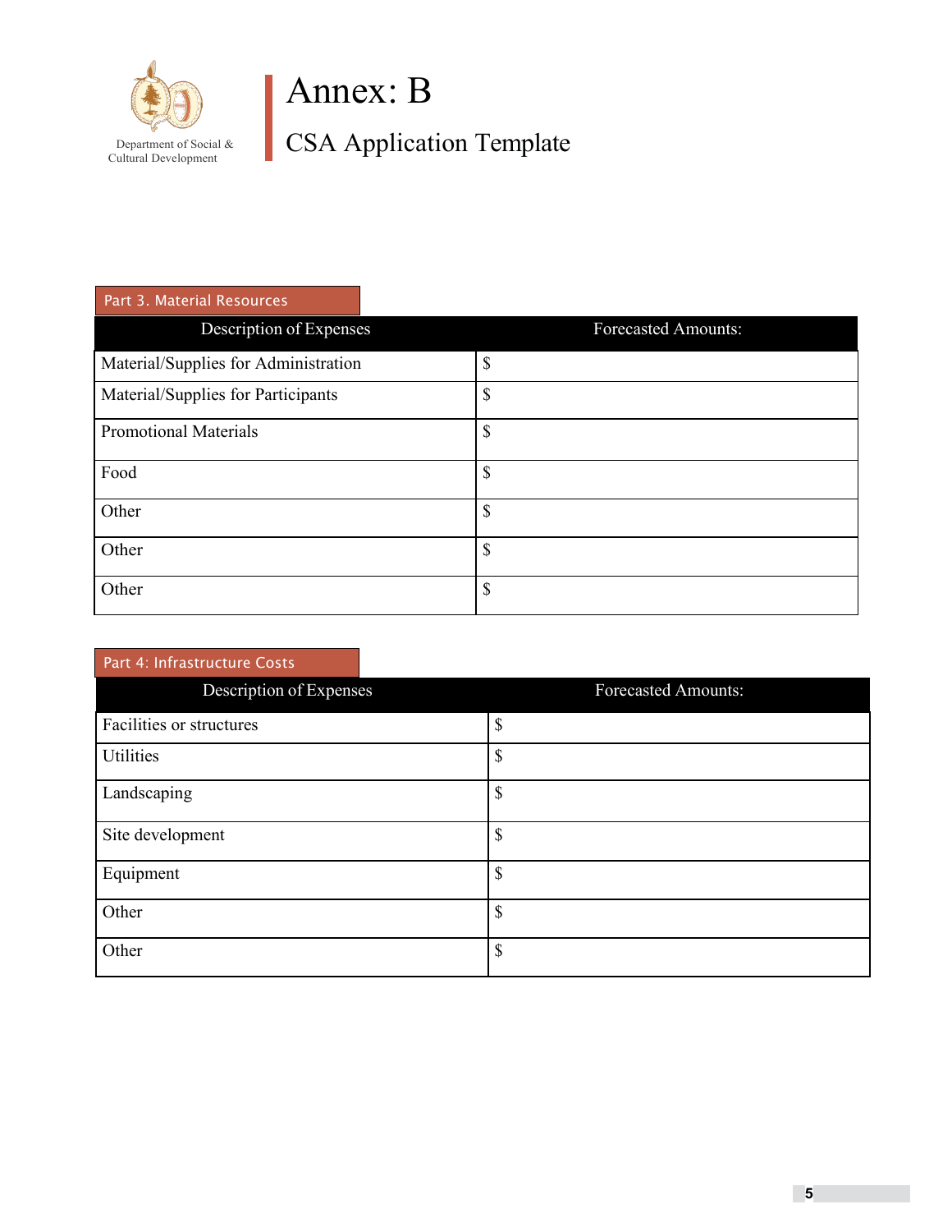Department of Social & Cultural Development

# Annex: B

## CSA Application Template

### Part 3. Material Resources

| Description of Expenses | Forecasted Amounts: |
|---|---|
| Material/Supplies for Administration | $ |
| Material/Supplies for Participants | $ |
| Promotional Materials | $ |
| Food | $ |
| Other | $ |
| Other | $ |
| Other | $ |

### Part 4: Infrastructure Costs

| Description of Expenses | Forecasted Amounts: |
|---|---|
| Facilities or structures | $ |
| Utilities | $ |
| Landscaping | $ |
| Site development | $ |
| Equipment | $ |
| Other | $ |
| Other | $ |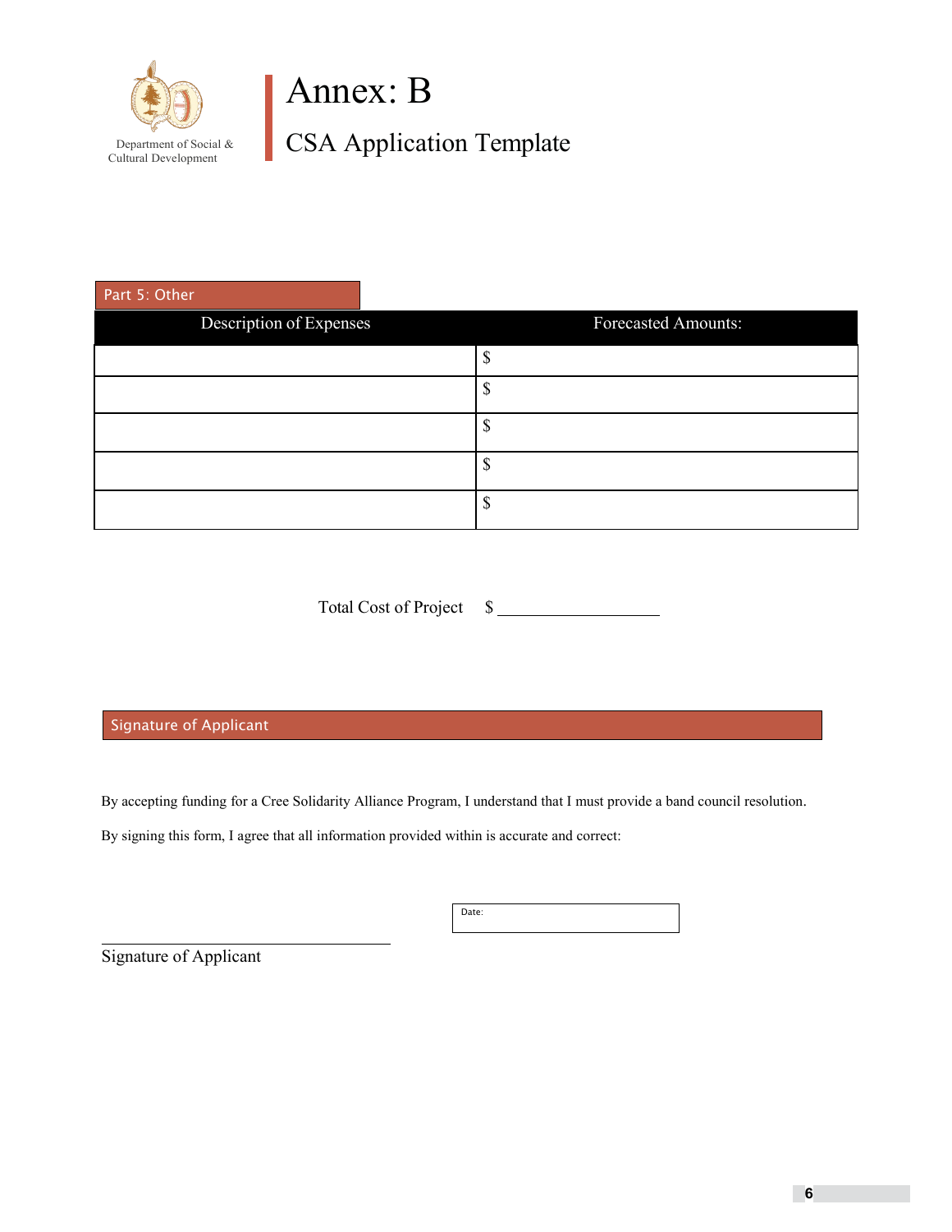Department of Social & Cultural Development

# Annex: B

## CSA Application Template

### Part 5: Other

| Description of Expenses | Forecasted Amounts: |
| --- | --- |
| | $ |
| | $ |
| | $ |
| | $ |
| | $ |

Total Cost of Project $ ___________________

### Signature of Applicant

By accepting funding for a Cree Solidarity Alliance Program, I understand that I must provide a band council resolution.

By signing this form, I agree that all information provided within is accurate and correct:

Date:

___________________________
Signature of Applicant